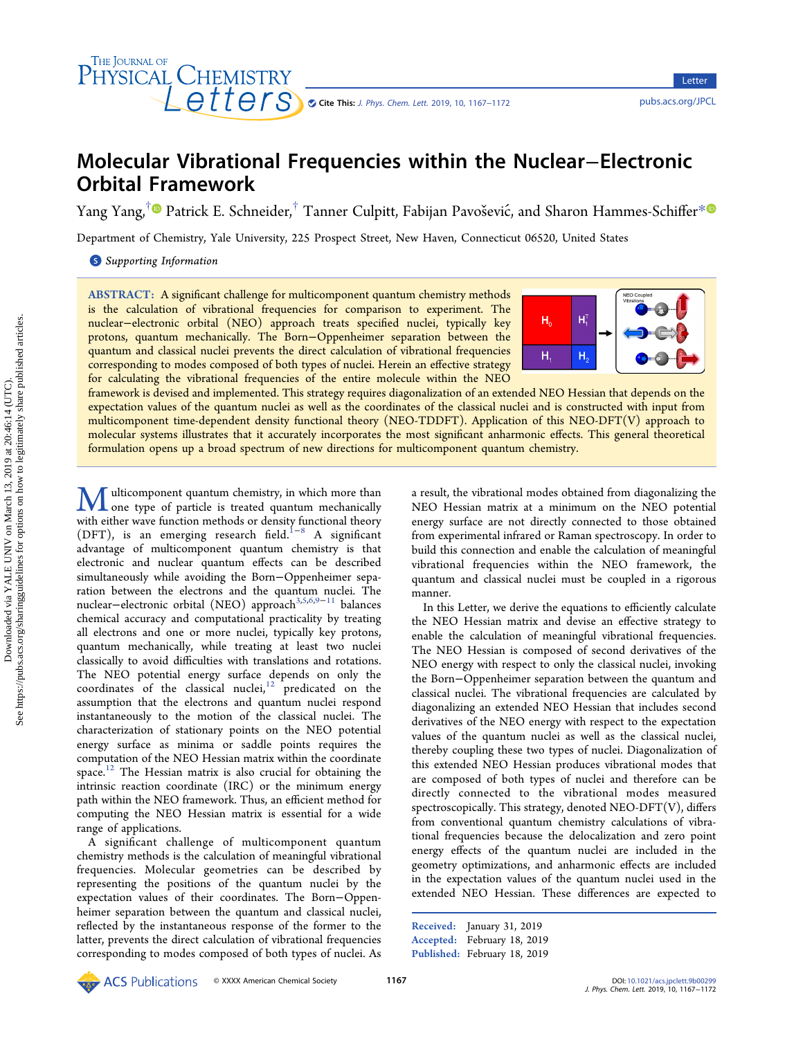# Molecular Vibrational Frequencies within the Nuclear–Electronic Orbital Framework

Yang Yang,[†] Patrick E. Schneider,[†] Tanner Culpitt, Fabijan Pavošević, and Sharon Hammes-Schiffer*

Department of Chemistry, Yale University, 225 Prospect Street, New Haven, Connecticut 06520, United States

Supporting Information

**ABSTRACT:** A significant challenge for multicomponent quantum chemistry methods is the calculation of vibrational frequencies for comparison to experiment. The nuclear–electronic orbital (NEO) approach treats specified nuclei, typically key protons, quantum mechanically. The Born–Oppenheimer separation between the quantum and classical nuclei prevents the direct calculation of vibrational frequencies corresponding to modes composed of both types of nuclei. Herein an effective strategy for calculating the vibrational frequencies of the entire molecule within the NEO framework is devised and implemented. This strategy requires diagonalization of an extended NEO Hessian that depends on the expectation values of the quantum nuclei as well as the coordinates of the classical nuclei and is constructed with input from multicomponent time-dependent density functional theory (NEO-TDDFT). Application of this NEO-DFT(V) approach to molecular systems illustrates that it accurately incorporates the most significant anharmonic effects. This general theoretical formulation opens up a broad spectrum of new directions for multicomponent quantum chemistry.

Multicomponent quantum chemistry, in which more than one type of particle is treated quantum mechanically with either wave function methods or density functional theory (DFT), is an emerging research field.[1−8] A significant advantage of multicomponent quantum chemistry is that electronic and nuclear quantum effects can be described simultaneously while avoiding the Born–Oppenheimer separation between the electrons and the quantum nuclei. The nuclear–electronic orbital (NEO) approach[3,5,6,9−11] balances chemical accuracy and computational practicality by treating all electrons and one or more nuclei, typically key protons, quantum mechanically, while treating at least two nuclei classically to avoid difficulties with translations and rotations. The NEO potential energy surface depends on only the coordinates of the classical nuclei,[12] predicated on the assumption that the electrons and quantum nuclei respond instantaneously to the motion of the classical nuclei. The characterization of stationary points on the NEO potential energy surface as minima or saddle points requires the computation of the NEO Hessian matrix within the coordinate space.[12] The Hessian matrix is also crucial for obtaining the intrinsic reaction coordinate (IRC) or the minimum energy path within the NEO framework. Thus, an efficient method for computing the NEO Hessian matrix is essential for a wide range of applications.

A significant challenge of multicomponent quantum chemistry methods is the calculation of meaningful vibrational frequencies. Molecular geometries can be described by representing the positions of the quantum nuclei by the expectation values of their coordinates. The Born–Oppenheimer separation between the quantum and classical nuclei, reflected by the instantaneous response of the former to the latter, prevents the direct calculation of vibrational frequencies corresponding to modes composed of both types of nuclei. As a result, the vibrational modes obtained from diagonalizing the NEO Hessian matrix at a minimum on the NEO potential energy surface are not directly connected to those obtained from experimental infrared or Raman spectroscopy. In order to build this connection and enable the calculation of meaningful vibrational frequencies within the NEO framework, the quantum and classical nuclei must be coupled in a rigorous manner.

In this Letter, we derive the equations to efficiently calculate the NEO Hessian matrix and devise an effective strategy to enable the calculation of meaningful vibrational frequencies. The NEO Hessian is composed of second derivatives of the NEO energy with respect to only the classical nuclei, invoking the Born–Oppenheimer separation between the quantum and classical nuclei. The vibrational frequencies are calculated by diagonalizing an extended NEO Hessian that includes second derivatives of the NEO energy with respect to the expectation values of the quantum nuclei as well as the classical nuclei, thereby coupling these two types of nuclei. Diagonalization of this extended NEO Hessian produces vibrational modes that are composed of both types of nuclei and therefore can be directly connected to the vibrational modes measured spectroscopically. This strategy, denoted NEO-DFT(V), differs from conventional quantum chemistry calculations of vibrational frequencies because the delocalization and zero point energy effects of the quantum nuclei are included in the geometry optimizations, and anharmonic effects are included in the expectation values of the quantum nuclei used in the extended NEO Hessian. These differences are expected to

Received: January 31, 2019
Accepted: February 18, 2019
Published: February 18, 2019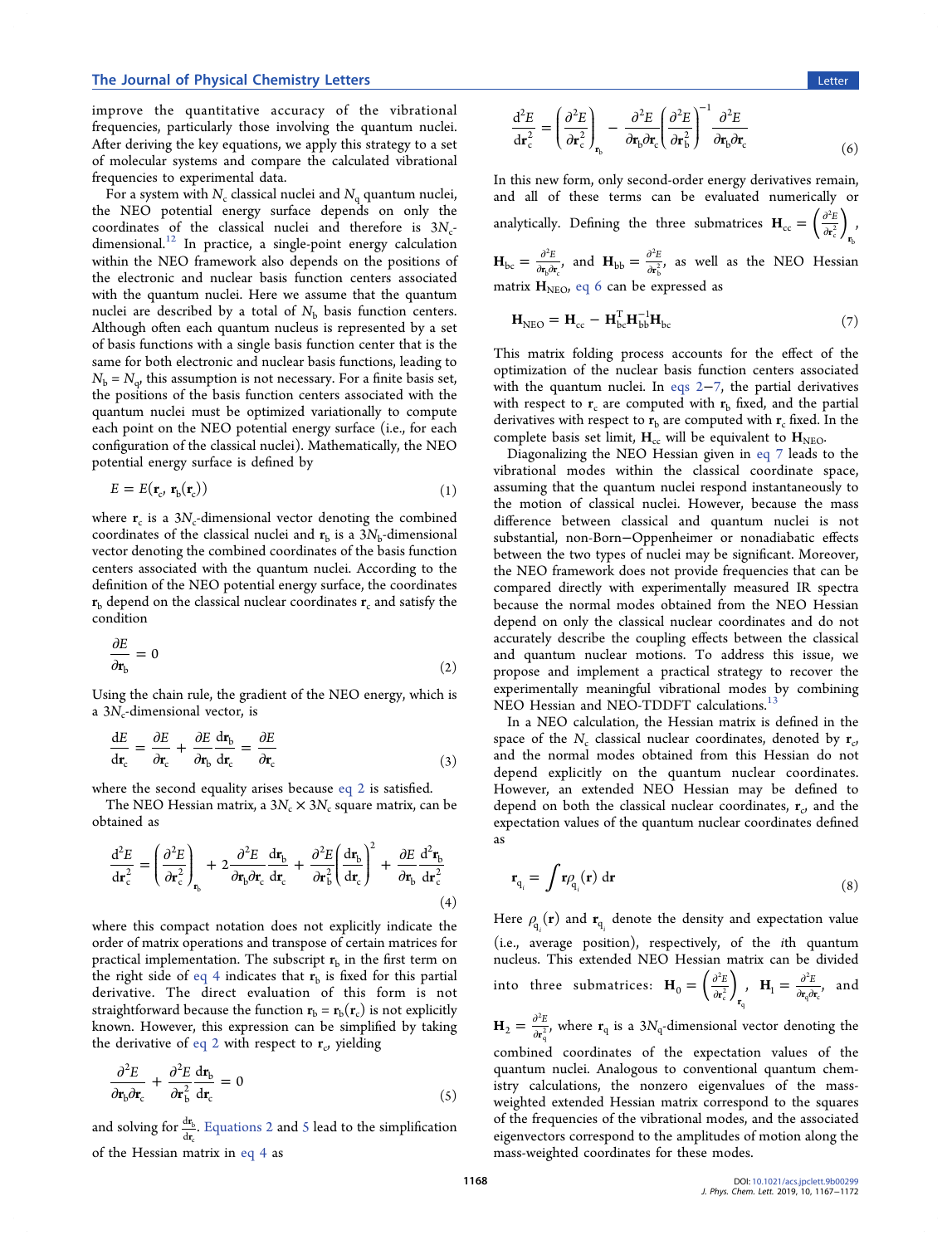improve the quantitative accuracy of the vibrational frequencies, particularly those involving the quantum nuclei. After deriving the key equations, we apply this strategy to a set of molecular systems and compare the calculated vibrational frequencies to experimental data.

For a system with $N_c$ classical nuclei and $N_q$ quantum nuclei, the NEO potential energy surface depends on only the coordinates of the classical nuclei and therefore is $3N_c$-dimensional.[12] In practice, a single-point energy calculation within the NEO framework also depends on the positions of the electronic and nuclear basis function centers associated with the quantum nuclei. Here we assume that the quantum nuclei are described by a total of $N_b$ basis function centers. Although often each quantum nucleus is represented by a set of basis functions with a single basis function center that is the same for both electronic and nuclear basis functions, leading to $N_b = N_q$, this assumption is not necessary. For a finite basis set, the positions of the basis function centers associated with the quantum nuclei must be optimized variationally to compute each point on the NEO potential energy surface (i.e., for each configuration of the classical nuclei). Mathematically, the NEO potential energy surface is defined by

$$E = E(\mathbf{r}_c, \mathbf{r}_b(\mathbf{r}_c)) \tag{1}$$

where $\mathbf{r}_c$ is a $3N_c$-dimensional vector denoting the combined coordinates of the classical nuclei and $\mathbf{r}_b$ is a $3N_b$-dimensional vector denoting the combined coordinates of the basis function centers associated with the quantum nuclei. According to the definition of the NEO potential energy surface, the coordinates $\mathbf{r}_b$ depend on the classical nuclear coordinates $\mathbf{r}_c$ and satisfy the condition

$$\frac{\partial E}{\partial \mathbf{r}_b} = 0 \tag{2}$$

Using the chain rule, the gradient of the NEO energy, which is a $3N_c$-dimensional vector, is

$$\frac{dE}{d\mathbf{r}_c} = \frac{\partial E}{\partial \mathbf{r}_c} + \frac{\partial E}{\partial \mathbf{r}_b}\frac{d\mathbf{r}_b}{d\mathbf{r}_c} = \frac{\partial E}{\partial \mathbf{r}_c} \tag{3}$$

where the second equality arises because eq 2 is satisfied.

The NEO Hessian matrix, a $3N_c \times 3N_c$ square matrix, can be obtained as

$$\frac{d^2E}{d\mathbf{r}_c^2} = \left(\frac{\partial^2 E}{\partial \mathbf{r}_c^2}\right)_{\mathbf{r}_b} + 2\frac{\partial^2 E}{\partial \mathbf{r}_b \partial \mathbf{r}_c}\frac{d\mathbf{r}_b}{d\mathbf{r}_c} + \frac{\partial^2 E}{\partial \mathbf{r}_b^2}\left(\frac{d\mathbf{r}_b}{d\mathbf{r}_c}\right)^2 + \frac{\partial E}{\partial \mathbf{r}_b}\frac{d^2\mathbf{r}_b}{d\mathbf{r}_c^2} \tag{4}$$

where this compact notation does not explicitly indicate the order of matrix operations and transpose of certain matrices for practical implementation. The subscript $\mathbf{r}_b$ in the first term on the right side of eq 4 indicates that $\mathbf{r}_b$ is fixed for this partial derivative. The direct evaluation of this form is not straightforward because the function $\mathbf{r}_b = \mathbf{r}_b(\mathbf{r}_c)$ is not explicitly known. However, this expression can be simplified by taking the derivative of eq 2 with respect to $\mathbf{r}_c$, yielding

$$\frac{\partial^2 E}{\partial \mathbf{r}_b \partial \mathbf{r}_c} + \frac{\partial^2 E}{\partial \mathbf{r}_b^2}\frac{d\mathbf{r}_b}{d\mathbf{r}_c} = 0 \tag{5}$$

and solving for $\frac{d\mathbf{r}_b}{d\mathbf{r}_c}$. Equations 2 and 5 lead to the simplification of the Hessian matrix in eq 4 as

$$\frac{d^2E}{d\mathbf{r}_c^2} = \left(\frac{\partial^2 E}{\partial \mathbf{r}_c^2}\right)_{\mathbf{r}_b} - \frac{\partial^2 E}{\partial \mathbf{r}_b \partial \mathbf{r}_c}\left(\frac{\partial^2 E}{\partial \mathbf{r}_b^2}\right)^{-1}\frac{\partial^2 E}{\partial \mathbf{r}_b \partial \mathbf{r}_c} \tag{6}$$

In this new form, only second-order energy derivatives remain, and all of these terms can be evaluated numerically or analytically. Defining the three submatrices $\mathbf{H}_{cc} = \left(\frac{\partial^2 E}{\partial \mathbf{r}_c^2}\right)_{\mathbf{r}_b}$, $\mathbf{H}_{bc} = \frac{\partial^2 E}{\partial \mathbf{r}_b \partial \mathbf{r}_c}$, and $\mathbf{H}_{bb} = \frac{\partial^2 E}{\partial \mathbf{r}_b^2}$, as well as the NEO Hessian matrix $\mathbf{H}_{NEO}$, eq 6 can be expressed as

$$\mathbf{H}_{NEO} = \mathbf{H}_{cc} - \mathbf{H}_{bc}^{T}\mathbf{H}_{bb}^{-1}\mathbf{H}_{bc} \tag{7}$$

This matrix folding process accounts for the effect of the optimization of the nuclear basis function centers associated with the quantum nuclei. In eqs 2–7, the partial derivatives with respect to $\mathbf{r}_c$ are computed with $\mathbf{r}_b$ fixed, and the partial derivatives with respect to $\mathbf{r}_b$ are computed with $\mathbf{r}_c$ fixed. In the complete basis set limit, $\mathbf{H}_{cc}$ will be equivalent to $\mathbf{H}_{NEO}$.

Diagonalizing the NEO Hessian given in eq 7 leads to the vibrational modes within the classical coordinate space, assuming that the quantum nuclei respond instantaneously to the motion of classical nuclei. However, because the mass difference between classical and quantum nuclei is not substantial, non-Born–Oppenheimer or nonadiabatic effects between the two types of nuclei may be significant. Moreover, the NEO framework does not provide frequencies that can be compared directly with experimentally measured IR spectra because the normal modes obtained from the NEO Hessian depend on only the classical nuclear coordinates and do not accurately describe the coupling effects between the classical and quantum nuclear motions. To address this issue, we propose and implement a practical strategy to recover the experimentally meaningful vibrational modes by combining NEO Hessian and NEO-TDDFT calculations.[13]

In a NEO calculation, the Hessian matrix is defined in the space of the $N_c$ classical nuclear coordinates, denoted by $\mathbf{r}_c$, and the normal modes obtained from this Hessian do not depend explicitly on the quantum nuclear coordinates. However, an extended NEO Hessian may be defined to depend on both the classical nuclear coordinates, $\mathbf{r}_c$, and the expectation values of the quantum nuclear coordinates defined as

$$\mathbf{r}_{q_i} = \int \mathbf{r}\rho_{q_i}(\mathbf{r})\, d\mathbf{r} \tag{8}$$

Here $\rho_{q_i}(\mathbf{r})$ and $\mathbf{r}_{q_i}$ denote the density and expectation value (i.e., average position), respectively, of the $i$th quantum nucleus. This extended NEO Hessian matrix can be divided into three submatrices: $\mathbf{H}_0 = \left(\frac{\partial^2 E}{\partial \mathbf{r}_c^2}\right)_{\mathbf{r}_q}$, $\mathbf{H}_1 = \frac{\partial^2 E}{\partial \mathbf{r}_q \partial \mathbf{r}_c}$, and $\mathbf{H}_2 = \frac{\partial^2 E}{\partial \mathbf{r}_q^2}$, where $\mathbf{r}_q$ is a $3N_q$-dimensional vector denoting the combined coordinates of the expectation values of the quantum nuclei. Analogous to conventional quantum chemistry calculations, the nonzero eigenvalues of the mass-weighted extended Hessian matrix correspond to the squares of the frequencies of the vibrational modes, and the associated eigenvectors correspond to the amplitudes of motion along the mass-weighted coordinates for these modes.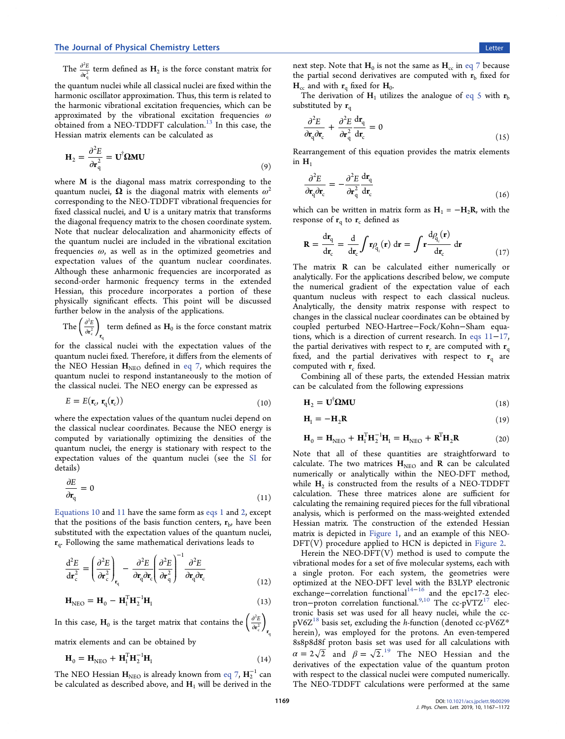The $\frac{\partial^2 E}{\partial \mathbf{r}_q^2}$ term defined as $\mathbf{H}_2$ is the force constant matrix for the quantum nuclei while all classical nuclei are fixed within the harmonic oscillator approximation. Thus, this term is related to the harmonic vibrational excitation frequencies, which can be approximated by the vibrational excitation frequencies $\omega$ obtained from a NEO-TDDFT calculation.[13] In this case, the Hessian matrix elements can be calculated as

$$\mathbf{H}_2 = \frac{\partial^2 E}{\partial \mathbf{r}_q^2} = \mathbf{U}^\dagger \mathbf{\Omega} \mathbf{M} \mathbf{U} \tag{9}$$

where $\mathbf{M}$ is the diagonal mass matrix corresponding to the quantum nuclei, $\mathbf{\Omega}$ is the diagonal matrix with elements $\omega^2$ corresponding to the NEO-TDDFT vibrational frequencies for fixed classical nuclei, and $\mathbf{U}$ is a unitary matrix that transforms the diagonal frequency matrix to the chosen coordinate system. Note that nuclear delocalization and anharmonicity effects of the quantum nuclei are included in the vibrational excitation frequencies $\omega$, as well as in the optimized geometries and expectation values of the quantum nuclear coordinates. Although these anharmonic frequencies are incorporated as second-order harmonic frequency terms in the extended Hessian, this procedure incorporates a portion of these physically significant effects. This point will be discussed further below in the analysis of the applications.

The $\left(\frac{\partial^2 E}{\partial \mathbf{r}_c^2}\right)_{\mathbf{r}_q}$ term defined as $\mathbf{H}_0$ is the force constant matrix for the classical nuclei with the expectation values of the quantum nuclei fixed. Therefore, it differs from the elements of the NEO Hessian $\mathbf{H}_{\text{NEO}}$ defined in eq 7, which requires the quantum nuclei to respond instantaneously to the motion of the classical nuclei. The NEO energy can be expressed as

$$E = E(\mathbf{r}_c, \mathbf{r}_q(\mathbf{r}_c)) \tag{10}$$

where the expectation values of the quantum nuclei depend on the classical nuclear coordinates. Because the NEO energy is computed by variationally optimizing the densities of the quantum nuclei, the energy is stationary with respect to the expectation values of the quantum nuclei (see the SI for details)

$$\frac{\partial E}{\partial \mathbf{r}_q} = 0 \tag{11}$$

Equations 10 and 11 have the same form as eqs 1 and 2, except that the positions of the basis function centers, $\mathbf{r}_b$, have been substituted with the expectation values of the quantum nuclei, $\mathbf{r}_q$. Following the same mathematical derivations leads to

$$\frac{d^2 E}{d\mathbf{r}_c^2} = \left(\frac{\partial^2 E}{\partial \mathbf{r}_c^2}\right)_{\mathbf{r}_q} - \frac{\partial^2 E}{\partial \mathbf{r}_q \partial \mathbf{r}_c}\left(\frac{\partial^2 E}{\partial \mathbf{r}_q^2}\right)^{-1}\frac{\partial^2 E}{\partial \mathbf{r}_q \partial \mathbf{r}_c} \tag{12}$$

$$\mathbf{H}_{\text{NEO}} = \mathbf{H}_0 - \mathbf{H}_1^{\text{T}}\mathbf{H}_2^{-1}\mathbf{H}_1 \tag{13}$$

In this case, $\mathbf{H}_0$ is the target matrix that contains the $\left(\frac{\partial^2 E}{\partial \mathbf{r}_c^2}\right)_{\mathbf{r}_q}$ matrix elements and can be obtained by

$$\mathbf{H}_0 = \mathbf{H}_{\text{NEO}} + \mathbf{H}_1^{\text{T}}\mathbf{H}_2^{-1}\mathbf{H}_1 \tag{14}$$

The NEO Hessian $\mathbf{H}_{\text{NEO}}$ is already known from eq 7, $\mathbf{H}_2^{-1}$ can be calculated as described above, and $\mathbf{H}_1$ will be derived in the next step. Note that $\mathbf{H}_0$ is not the same as $\mathbf{H}_{\text{cc}}$ in eq 7 because the partial second derivatives are computed with $\mathbf{r}_b$ fixed for $\mathbf{H}_{\text{cc}}$ and with $\mathbf{r}_q$ fixed for $\mathbf{H}_0$.

The derivation of $\mathbf{H}_1$ utilizes the analogue of eq 5 with $\mathbf{r}_b$ substituted by $\mathbf{r}_q$

$$\frac{\partial^2 E}{\partial \mathbf{r}_q \partial \mathbf{r}_c} + \frac{\partial^2 E}{\partial \mathbf{r}_q^2}\frac{d\mathbf{r}_q}{d\mathbf{r}_c} = 0 \tag{15}$$

Rearrangement of this equation provides the matrix elements in $\mathbf{H}_1$

$$\frac{\partial^2 E}{\partial \mathbf{r}_q \partial \mathbf{r}_c} = -\frac{\partial^2 E}{\partial \mathbf{r}_q^2}\frac{d\mathbf{r}_q}{d\mathbf{r}_c} \tag{16}$$

which can be written in matrix form as $\mathbf{H}_1 = -\mathbf{H}_2\mathbf{R}$, with the response of $\mathbf{r}_q$ to $\mathbf{r}_c$ defined as

$$\mathbf{R} = \frac{d\mathbf{r}_q}{d\mathbf{r}_c} = \frac{d}{d\mathbf{r}_c}\int \mathbf{r}\rho_{q_i}(\mathbf{r})\,d\mathbf{r} = \int \mathbf{r}\frac{d\rho_{q_i}(\mathbf{r})}{d\mathbf{r}_c}\,d\mathbf{r} \tag{17}$$

The matrix $\mathbf{R}$ can be calculated either numerically or analytically. For the applications described below, we compute the numerical gradient of the expectation value of each quantum nucleus with respect to each classical nucleus. Analytically, the density matrix response with respect to changes in the classical nuclear coordinates can be obtained by coupled perturbed NEO-Hartree–Fock/Kohn–Sham equations, which is a direction of current research. In eqs 11–17, the partial derivatives with respect to $\mathbf{r}_c$ are computed with $\mathbf{r}_q$ fixed, and the partial derivatives with respect to $\mathbf{r}_q$ are computed with $\mathbf{r}_c$ fixed.

Combining all of these parts, the extended Hessian matrix can be calculated from the following expressions

$$\mathbf{H}_2 = \mathbf{U}^\dagger \mathbf{\Omega} \mathbf{M} \mathbf{U} \tag{18}$$

$$\mathbf{H}_1 = -\mathbf{H}_2\mathbf{R} \tag{19}$$

$$\mathbf{H}_0 = \mathbf{H}_{\text{NEO}} + \mathbf{H}_1^{\text{T}}\mathbf{H}_2^{-1}\mathbf{H}_1 = \mathbf{H}_{\text{NEO}} + \mathbf{R}^{\text{T}}\mathbf{H}_2\mathbf{R} \tag{20}$$

Note that all of these quantities are straightforward to calculate. The two matrices $\mathbf{H}_{\text{NEO}}$ and $\mathbf{R}$ can be calculated numerically or analytically within the NEO-DFT method, while $\mathbf{H}_2$ is constructed from the results of a NEO-TDDFT calculation. These three matrices alone are sufficient for calculating the remaining required pieces for the full vibrational analysis, which is performed on the mass-weighted extended Hessian matrix. The construction of the extended Hessian matrix is depicted in Figure 1, and an example of this NEO-DFT(V) procedure applied to HCN is depicted in Figure 2.

Herein the NEO-DFT(V) method is used to compute the vibrational modes for a set of five molecular systems, each with a single proton. For each system, the geometries were optimized at the NEO-DFT level with the B3LYP electronic exchange–correlation functional[14–16] and the epc17-2 electron–proton correlation functional.[9,10] The cc-pVTZ[17] electronic basis set was used for all heavy nuclei, while the cc-pV6Z[18] basis set, excluding the *h*-function (denoted cc-pV6Z* herein), was employed for the protons. An even-tempered 8s8p8d8f proton basis set was used for all calculations with $\alpha = 2\sqrt{2}$ and $\beta = \sqrt{2}$.[19] The NEO Hessian and the derivatives of the expectation value of the quantum proton with respect to the classical nuclei were computed numerically. The NEO-TDDFT calculations were performed at the same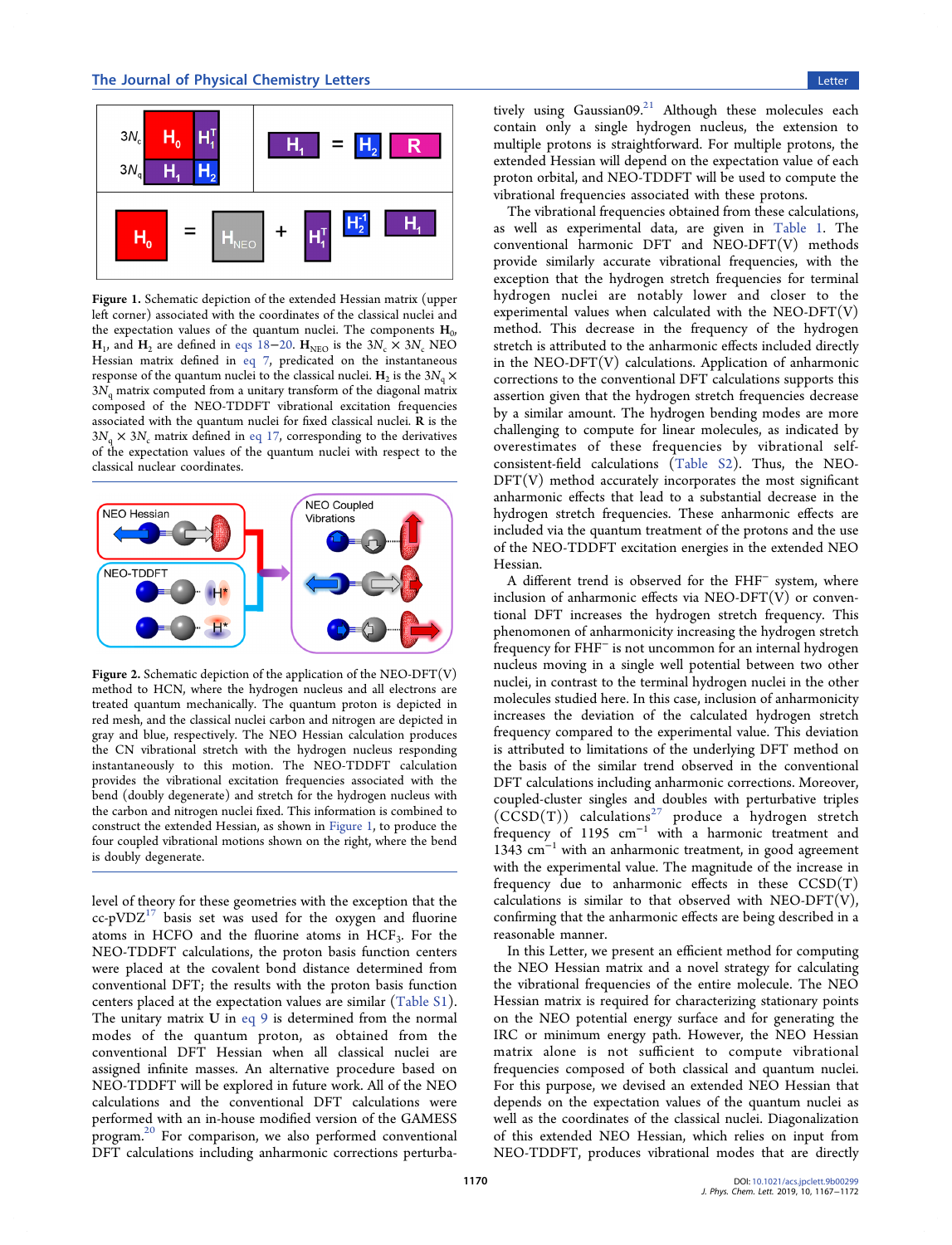**Figure 1.** Schematic depiction of the extended Hessian matrix (upper left corner) associated with the coordinates of the classical nuclei and the expectation values of the quantum nuclei. The components $\mathbf{H}_0$, $\mathbf{H}_1$, and $\mathbf{H}_2$ are defined in eqs 18–20. $\mathbf{H}_{\text{NEO}}$ is the $3N_c \times 3N_c$ NEO Hessian matrix defined in eq 7, predicated on the instantaneous response of the quantum nuclei to the classical nuclei. $\mathbf{H}_2$ is the $3N_q \times 3N_q$ matrix computed from a unitary transform of the diagonal matrix composed of the NEO-TDDFT vibrational excitation frequencies associated with the quantum nuclei for fixed classical nuclei. $\mathbf{R}$ is the $3N_q \times 3N_c$ matrix defined in eq 17, corresponding to the derivatives of the expectation values of the quantum nuclei with respect to the classical nuclear coordinates.

**Figure 2.** Schematic depiction of the application of the NEO-DFT(V) method to HCN, where the hydrogen nucleus and all electrons are treated quantum mechanically. The quantum proton is depicted in red mesh, and the classical nuclei carbon and nitrogen are depicted in gray and blue, respectively. The NEO Hessian calculation produces the CN vibrational stretch with the hydrogen nucleus responding instantaneously to this motion. The NEO-TDDFT calculation provides the vibrational excitation frequencies associated with the bend (doubly degenerate) and stretch for the hydrogen nucleus with the carbon and nitrogen nuclei fixed. This information is combined to construct the extended Hessian, as shown in Figure 1, to produce the four coupled vibrational motions shown on the right, where the bend is doubly degenerate.

level of theory for these geometries with the exception that the cc-pVDZ[17] basis set was used for the oxygen and fluorine atoms in HCFO and the fluorine atoms in $HCF_3$. For the NEO-TDDFT calculations, the proton basis function centers were placed at the covalent bond distance determined from conventional DFT; the results with the proton basis function centers placed at the expectation values are similar (Table S1). The unitary matrix $\mathbf{U}$ in eq 9 is determined from the normal modes of the quantum proton, as obtained from the conventional DFT Hessian when all classical nuclei are assigned infinite masses. An alternative procedure based on NEO-TDDFT will be explored in future work. All of the NEO calculations and the conventional DFT calculations were performed with an in-house modified version of the GAMESS program.[20] For comparison, we also performed conventional DFT calculations including anharmonic corrections perturbatively using Gaussian09.[21] Although these molecules each contain only a single hydrogen nucleus, the extension to multiple protons is straightforward. For multiple protons, the extended Hessian will depend on the expectation value of each proton orbital, and NEO-TDDFT will be used to compute the vibrational frequencies associated with these protons.

The vibrational frequencies obtained from these calculations, as well as experimental data, are given in Table 1. The conventional harmonic DFT and NEO-DFT(V) methods provide similarly accurate vibrational frequencies, with the exception that the hydrogen stretch frequencies for terminal hydrogen nuclei are notably lower and closer to the experimental values when calculated with the NEO-DFT(V) method. This decrease in the frequency of the hydrogen stretch is attributed to the anharmonic effects included directly in the NEO-DFT(V) calculations. Application of anharmonic corrections to the conventional DFT calculations supports this assertion given that the hydrogen stretch frequencies decrease by a similar amount. The hydrogen bending modes are more challenging to compute for linear molecules, as indicated by overestimates of these frequencies by vibrational self-consistent-field calculations (Table S2). Thus, the NEO-DFT(V) method accurately incorporates the most significant anharmonic effects that lead to a substantial decrease in the hydrogen stretch frequencies. These anharmonic effects are included via the quantum treatment of the protons and the use of the NEO-TDDFT excitation energies in the extended NEO Hessian.

A different trend is observed for the $FHF^-$ system, where inclusion of anharmonic effects via NEO-DFT(V) or conventional DFT increases the hydrogen stretch frequency. This phenomenon of anharmonicity increasing the hydrogen stretch frequency for $FHF^-$ is not uncommon for an internal hydrogen nucleus moving in a single well potential between two other nuclei, in contrast to the terminal hydrogen nuclei in the other molecules studied here. In this case, inclusion of anharmonicity increases the deviation of the calculated hydrogen stretch frequency compared to the experimental value. This deviation is attributed to limitations of the underlying DFT method on the basis of the similar trend observed in the conventional DFT calculations including anharmonic corrections. Moreover, coupled-cluster singles and doubles with perturbative triples (CCSD(T)) calculations[27] produce a hydrogen stretch frequency of 1195 cm$^{-1}$ with a harmonic treatment and 1343 cm$^{-1}$ with an anharmonic treatment, in good agreement with the experimental value. The magnitude of the increase in frequency due to anharmonic effects in these CCSD(T) calculations is similar to that observed with NEO-DFT(V), confirming that the anharmonic effects are being described in a reasonable manner.

In this Letter, we present an efficient method for computing the NEO Hessian matrix and a novel strategy for calculating the vibrational frequencies of the entire molecule. The NEO Hessian matrix is required for characterizing stationary points on the NEO potential energy surface and for generating the IRC or minimum energy path. However, the NEO Hessian matrix alone is not sufficient to compute vibrational frequencies composed of both classical and quantum nuclei. For this purpose, we devised an extended NEO Hessian that depends on the expectation values of the quantum nuclei as well as the coordinates of the classical nuclei. Diagonalization of this extended NEO Hessian, which relies on input from NEO-TDDFT, produces vibrational modes that are directly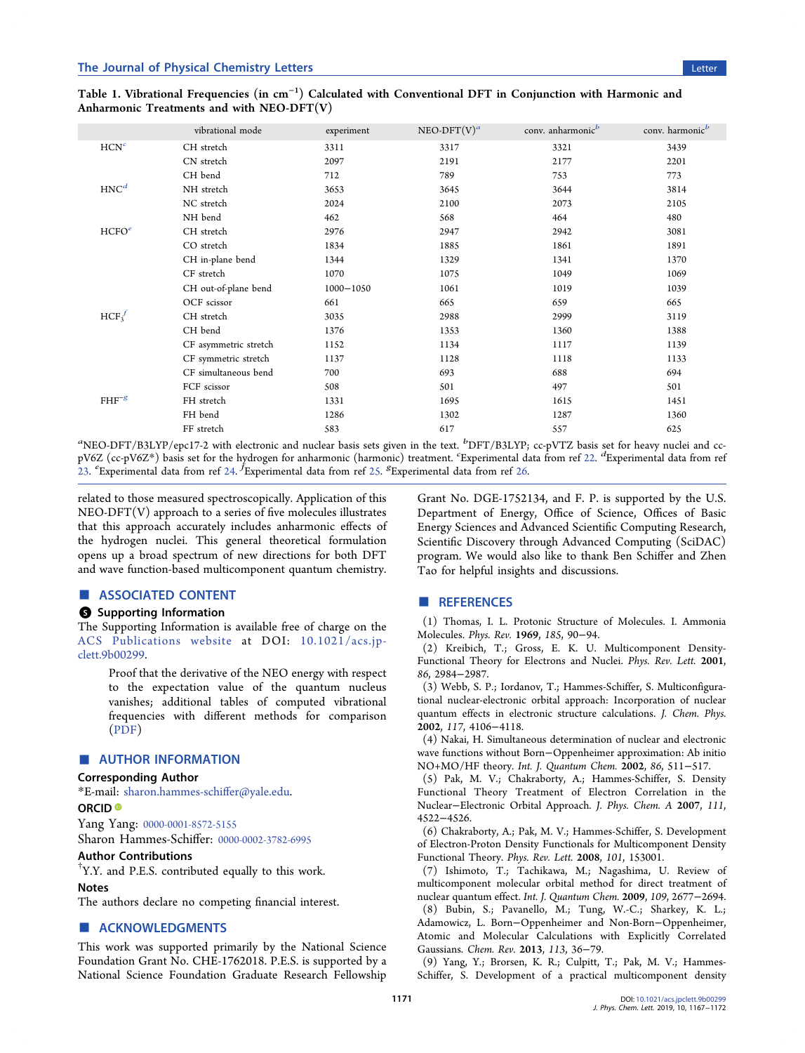Table 1. Vibrational Frequencies (in $cm^{-1}$) Calculated with Conventional DFT in Conjunction with Harmonic and Anharmonic Treatments and with NEO-DFT(V)

| | vibrational mode | experiment | NEO-DFT(V)[a] | conv. anharmonic[b] | conv. harmonic[b] |
|---|---|---|---|---|---|
| HCN[c] | CH stretch | 3311 | 3317 | 3321 | 3439 |
| | CN stretch | 2097 | 2191 | 2177 | 2201 |
| | CH bend | 712 | 789 | 753 | 773 |
| HNC[d] | NH stretch | 3653 | 3645 | 3644 | 3814 |
| | NC stretch | 2024 | 2100 | 2073 | 2105 |
| | NH bend | 462 | 568 | 464 | 480 |
| HCFO[e] | CH stretch | 2976 | 2947 | 2942 | 3081 |
| | CO stretch | 1834 | 1885 | 1861 | 1891 |
| | CH in-plane bend | 1344 | 1329 | 1341 | 1370 |
| | CF stretch | 1070 | 1075 | 1049 | 1069 |
| | CH out-of-plane bend | 1000−1050 | 1061 | 1019 | 1039 |
| | OCF scissor | 661 | 665 | 659 | 665 |
| $HCF_3$[f] | CH stretch | 3035 | 2988 | 2999 | 3119 |
| | CH bend | 1376 | 1353 | 1360 | 1388 |
| | CF asymmetric stretch | 1152 | 1134 | 1117 | 1139 |
| | CF symmetric stretch | 1137 | 1128 | 1118 | 1133 |
| | CF simultaneous bend | 700 | 693 | 688 | 694 |
| | FCF scissor | 508 | 501 | 497 | 501 |
| $FHF^-$[g] | FH stretch | 1331 | 1695 | 1615 | 1451 |
| | FH bend | 1286 | 1302 | 1287 | 1360 |
| | FF stretch | 583 | 617 | 557 | 625 |

[a]NEO-DFT/B3LYP/epc17-2 with electronic and nuclear basis sets given in the text. [b]DFT/B3LYP; cc-pVTZ basis set for heavy nuclei and cc-pV6Z (cc-pV6Z*) basis set for the hydrogen for anharmonic (harmonic) treatment. [c]Experimental data from ref 22. [d]Experimental data from ref 23. [e]Experimental data from ref 24. [f]Experimental data from ref 25. [g]Experimental data from ref 26.

related to those measured spectroscopically. Application of this NEO-DFT(V) approach to a series of five molecules illustrates that this approach accurately includes anharmonic effects of the hydrogen nuclei. This general theoretical formulation opens up a broad spectrum of new directions for both DFT and wave function-based multicomponent quantum chemistry.

## ■ ASSOCIATED CONTENT

### Supporting Information

The Supporting Information is available free of charge on the ACS Publications website at DOI: 10.1021/acs.jpclett.9b00299.

> Proof that the derivative of the NEO energy with respect to the expectation value of the quantum nucleus vanishes; additional tables of computed vibrational frequencies with different methods for comparison (PDF)

## ■ AUTHOR INFORMATION

### Corresponding Author

*E-mail: sharon.hammes-schiffer@yale.edu.

### ORCID

Yang Yang: 0000-0001-8572-5155

Sharon Hammes-Schiffer: 0000-0002-3782-6995

### Author Contributions

†Y.Y. and P.E.S. contributed equally to this work.

### Notes

The authors declare no competing financial interest.

## ■ ACKNOWLEDGMENTS

This work was supported primarily by the National Science Foundation Grant No. CHE-1762018. P.E.S. is supported by a National Science Foundation Graduate Research Fellowship Grant No. DGE-1752134, and F. P. is supported by the U.S. Department of Energy, Office of Science, Offices of Basic Energy Sciences and Advanced Scientific Computing Research, Scientific Discovery through Advanced Computing (SciDAC) program. We would also like to thank Ben Schiffer and Zhen Tao for helpful insights and discussions.

## ■ REFERENCES

(1) Thomas, I. L. Protonic Structure of Molecules. I. Ammonia Molecules. *Phys. Rev.* **1969**, *185*, 90−94.

(2) Kreibich, T.; Gross, E. K. U. Multicomponent Density-Functional Theory for Electrons and Nuclei. *Phys. Rev. Lett.* **2001**, *86*, 2984−2987.

(3) Webb, S. P.; Iordanov, T.; Hammes-Schiffer, S. Multiconfigurational nuclear-electronic orbital approach: Incorporation of nuclear quantum effects in electronic structure calculations. *J. Chem. Phys.* **2002**, *117*, 4106−4118.

(4) Nakai, H. Simultaneous determination of nuclear and electronic wave functions without Born−Oppenheimer approximation: Ab initio NO+MO/HF theory. *Int. J. Quantum Chem.* **2002**, *86*, 511−517.

(5) Pak, M. V.; Chakraborty, A.; Hammes-Schiffer, S. Density Functional Theory Treatment of Electron Correlation in the Nuclear−Electronic Orbital Approach. *J. Phys. Chem. A* **2007**, *111*, 4522−4526.

(6) Chakraborty, A.; Pak, M. V.; Hammes-Schiffer, S. Development of Electron-Proton Density Functionals for Multicomponent Density Functional Theory. *Phys. Rev. Lett.* **2008**, *101*, 153001.

(7) Ishimoto, T.; Tachikawa, M.; Nagashima, U. Review of multicomponent molecular orbital method for direct treatment of nuclear quantum effect. *Int. J. Quantum Chem.* **2009**, *109*, 2677−2694.

(8) Bubin, S.; Pavanello, M.; Tung, W.-C.; Sharkey, K. L.; Adamowicz, L. Born−Oppenheimer and Non-Born−Oppenheimer, Atomic and Molecular Calculations with Explicitly Correlated Gaussians. *Chem. Rev.* **2013**, *113*, 36−79.

(9) Yang, Y.; Brorsen, K. R.; Culpitt, T.; Pak, M. V.; Hammes-Schiffer, S. Development of a practical multicomponent density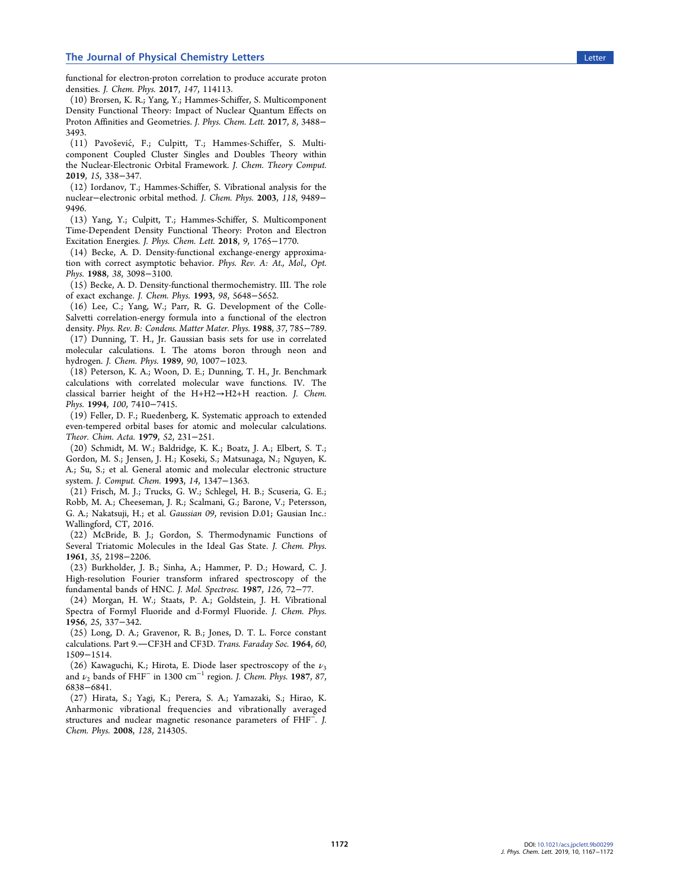functional for electron-proton correlation to produce accurate proton densities. *J. Chem. Phys.* **2017**, *147*, 114113.

(10) Brorsen, K. R.; Yang, Y.; Hammes-Schiffer, S. Multicomponent Density Functional Theory: Impact of Nuclear Quantum Effects on Proton Affinities and Geometries. *J. Phys. Chem. Lett.* **2017**, *8*, 3488−3493.

(11) Pavošević, F.; Culpitt, T.; Hammes-Schiffer, S. Multicomponent Coupled Cluster Singles and Doubles Theory within the Nuclear-Electronic Orbital Framework. *J. Chem. Theory Comput.* **2019**, *15*, 338−347.

(12) Iordanov, T.; Hammes-Schiffer, S. Vibrational analysis for the nuclear−electronic orbital method. *J. Chem. Phys.* **2003**, *118*, 9489−9496.

(13) Yang, Y.; Culpitt, T.; Hammes-Schiffer, S. Multicomponent Time-Dependent Density Functional Theory: Proton and Electron Excitation Energies. *J. Phys. Chem. Lett.* **2018**, *9*, 1765−1770.

(14) Becke, A. D. Density-functional exchange-energy approximation with correct asymptotic behavior. *Phys. Rev. A: At., Mol., Opt. Phys.* **1988**, *38*, 3098−3100.

(15) Becke, A. D. Density-functional thermochemistry. III. The role of exact exchange. *J. Chem. Phys.* **1993**, *98*, 5648−5652.

(16) Lee, C.; Yang, W.; Parr, R. G. Development of the Colle-Salvetti correlation-energy formula into a functional of the electron density. *Phys. Rev. B: Condens. Matter Mater. Phys.* **1988**, *37*, 785−789.

(17) Dunning, T. H., Jr. Gaussian basis sets for use in correlated molecular calculations. I. The atoms boron through neon and hydrogen. *J. Chem. Phys.* **1989**, *90*, 1007−1023.

(18) Peterson, K. A.; Woon, D. E.; Dunning, T. H., Jr. Benchmark calculations with correlated molecular wave functions. IV. The classical barrier height of the H+H2→H2+H reaction. *J. Chem. Phys.* **1994**, *100*, 7410−7415.

(19) Feller, D. F.; Ruedenberg, K. Systematic approach to extended even-tempered orbital bases for atomic and molecular calculations. *Theor. Chim. Acta.* **1979**, *52*, 231−251.

(20) Schmidt, M. W.; Baldridge, K. K.; Boatz, J. A.; Elbert, S. T.; Gordon, M. S.; Jensen, J. H.; Koseki, S.; Matsunaga, N.; Nguyen, K. A.; Su, S.; et al. General atomic and molecular electronic structure system. *J. Comput. Chem.* **1993**, *14*, 1347−1363.

(21) Frisch, M. J.; Trucks, G. W.; Schlegel, H. B.; Scuseria, G. E.; Robb, M. A.; Cheeseman, J. R.; Scalmani, G.; Barone, V.; Petersson, G. A.; Nakatsuji, H.; et al. *Gaussian 09*, revision D.01; Gausian Inc.: Wallingford, CT, 2016.

(22) McBride, B. J.; Gordon, S. Thermodynamic Functions of Several Triatomic Molecules in the Ideal Gas State. *J. Chem. Phys.* **1961**, *35*, 2198−2206.

(23) Burkholder, J. B.; Sinha, A.; Hammer, P. D.; Howard, C. J. High-resolution Fourier transform infrared spectroscopy of the fundamental bands of HNC. *J. Mol. Spectrosc.* **1987**, *126*, 72−77.

(24) Morgan, H. W.; Staats, P. A.; Goldstein, J. H. Vibrational Spectra of Formyl Fluoride and d-Formyl Fluoride. *J. Chem. Phys.* **1956**, *25*, 337−342.

(25) Long, D. A.; Gravenor, R. B.; Jones, D. T. L. Force constant calculations. Part 9.—CF3H and CF3D. *Trans. Faraday Soc.* **1964**, *60*, 1509−1514.

(26) Kawaguchi, K.; Hirota, E. Diode laser spectroscopy of the $\nu_3$ and $\nu_2$ bands of $FHF^-$ in 1300 $cm^{-1}$ region. *J. Chem. Phys.* **1987**, *87*, 6838−6841.

(27) Hirata, S.; Yagi, K.; Perera, S. A.; Yamazaki, S.; Hirao, K. Anharmonic vibrational frequencies and vibrationally averaged structures and nuclear magnetic resonance parameters of $FHF^-$. *J. Chem. Phys.* **2008**, *128*, 214305.